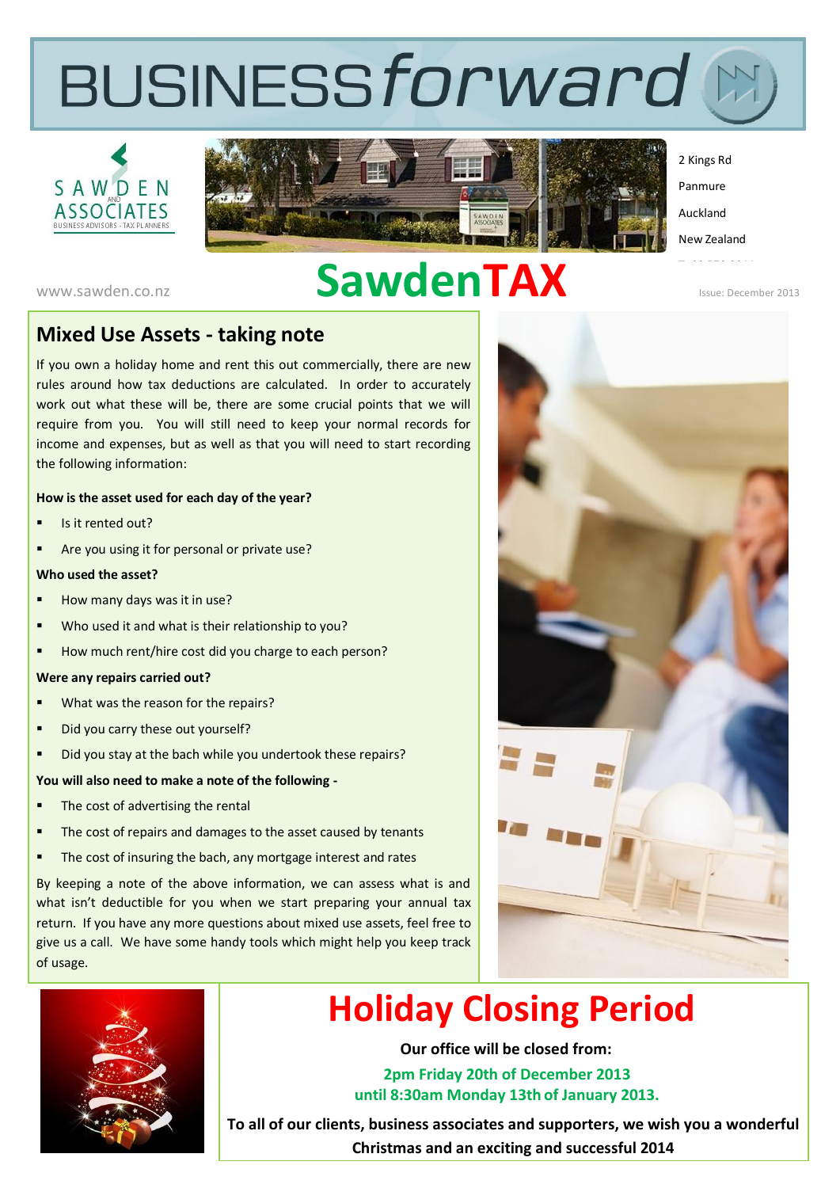# BUSINESS*forward*

SAWDEN AND ASSOCIATES
BUSINESS ADVISORS - TAX PLANNERS

2 Kings Rd
Panmure
Auckland
New Zealand

www.sawden.co.nz

# SawdenTAX

Issue: December 2013

## Mixed Use Assets - taking note

If you own a holiday home and rent this out commercially, there are new rules around how tax deductions are calculated. In order to accurately work out what these will be, there are some crucial points that we will require from you. You will still need to keep your normal records for income and expenses, but as well as that you will need to start recording the following information:

**How is the asset used for each day of the year?**

- Is it rented out?
- Are you using it for personal or private use?

**Who used the asset?**

- How many days was it in use?
- Who used it and what is their relationship to you?
- How much rent/hire cost did you charge to each person?

**Were any repairs carried out?**

- What was the reason for the repairs?
- Did you carry these out yourself?
- Did you stay at the bach while you undertook these repairs?

**You will also need to make a note of the following -**

- The cost of advertising the rental
- The cost of repairs and damages to the asset caused by tenants
- The cost of insuring the bach, any mortgage interest and rates

By keeping a note of the above information, we can assess what is and what isn't deductible for you when we start preparing your annual tax return. If you have any more questions about mixed use assets, feel free to give us a call. We have some handy tools which might help you keep track of usage.

## Holiday Closing Period

**Our office will be closed from:**

**2pm Friday 20th of December 2013**
**until 8:30am Monday 13th of January 2013.**

**To all of our clients, business associates and supporters, we wish you a wonderful Christmas and an exciting and successful 2014**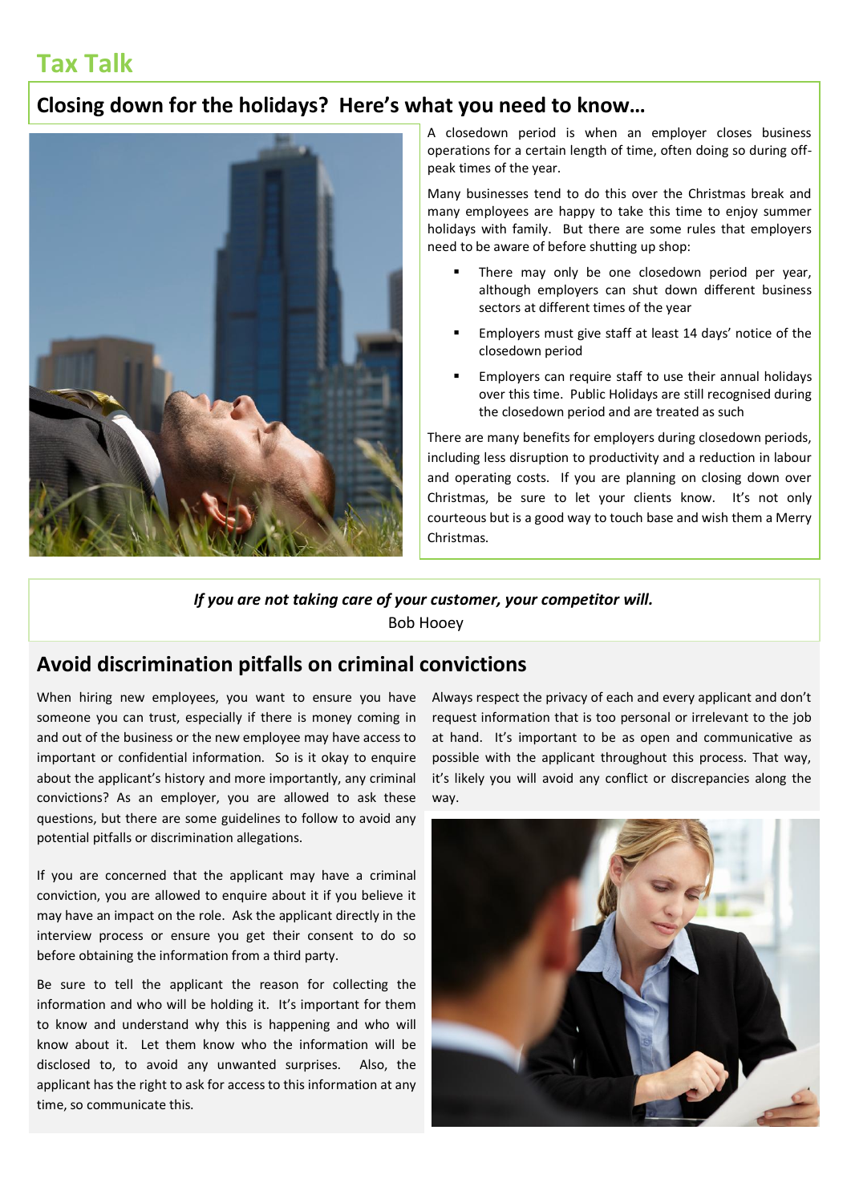# Tax Talk

## Closing down for the holidays? Here's what you need to know…

A closedown period is when an employer closes business operations for a certain length of time, often doing so during off-peak times of the year.

Many businesses tend to do this over the Christmas break and many employees are happy to take this time to enjoy summer holidays with family. But there are some rules that employers need to be aware of before shutting up shop:

- There may only be one closedown period per year, although employers can shut down different business sectors at different times of the year
- Employers must give staff at least 14 days' notice of the closedown period
- Employers can require staff to use their annual holidays over this time. Public Holidays are still recognised during the closedown period and are treated as such

There are many benefits for employers during closedown periods, including less disruption to productivity and a reduction in labour and operating costs. If you are planning on closing down over Christmas, be sure to let your clients know. It's not only courteous but is a good way to touch base and wish them a Merry Christmas.

***If you are not taking care of your customer, your competitor will.***
Bob Hooey

## Avoid discrimination pitfalls on criminal convictions

When hiring new employees, you want to ensure you have someone you can trust, especially if there is money coming in and out of the business or the new employee may have access to important or confidential information. So is it okay to enquire about the applicant's history and more importantly, any criminal convictions? As an employer, you are allowed to ask these questions, but there are some guidelines to follow to avoid any potential pitfalls or discrimination allegations.

If you are concerned that the applicant may have a criminal conviction, you are allowed to enquire about it if you believe it may have an impact on the role. Ask the applicant directly in the interview process or ensure you get their consent to do so before obtaining the information from a third party.

Be sure to tell the applicant the reason for collecting the information and who will be holding it. It's important for them to know and understand why this is happening and who will know about it. Let them know who the information will be disclosed to, to avoid any unwanted surprises. Also, the applicant has the right to ask for access to this information at any time, so communicate this.

Always respect the privacy of each and every applicant and don't request information that is too personal or irrelevant to the job at hand. It's important to be as open and communicative as possible with the applicant throughout this process. That way, it's likely you will avoid any conflict or discrepancies along the way.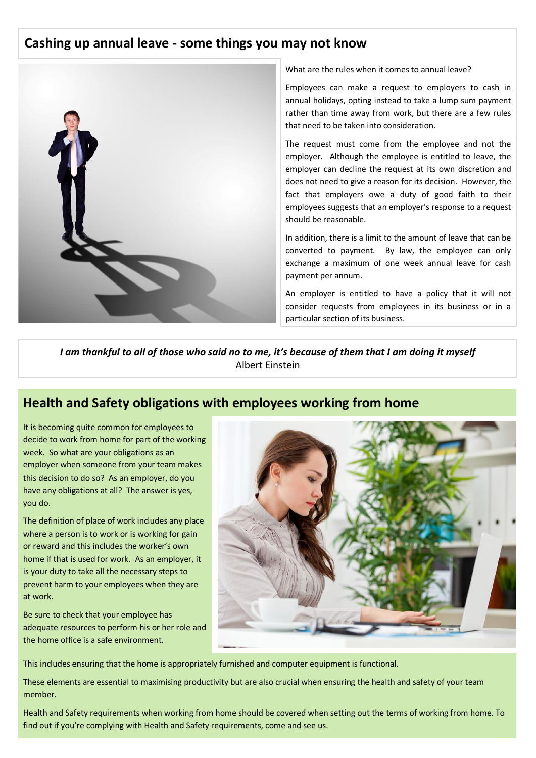## Cashing up annual leave - some things you may not know

What are the rules when it comes to annual leave?

Employees can make a request to employers to cash in annual holidays, opting instead to take a lump sum payment rather than time away from work, but there are a few rules that need to be taken into consideration.

The request must come from the employee and not the employer. Although the employee is entitled to leave, the employer can decline the request at its own discretion and does not need to give a reason for its decision. However, the fact that employers owe a duty of good faith to their employees suggests that an employer's response to a request should be reasonable.

In addition, there is a limit to the amount of leave that can be converted to payment. By law, the employee can only exchange a maximum of one week annual leave for cash payment per annum.

An employer is entitled to have a policy that it will not consider requests from employees in its business or in a particular section of its business.

***I am thankful to all of those who said no to me, it's because of them that I am doing it myself***
Albert Einstein

## Health and Safety obligations with employees working from home

It is becoming quite common for employees to decide to work from home for part of the working week. So what are your obligations as an employer when someone from your team makes this decision to do so? As an employer, do you have any obligations at all? The answer is yes, you do.

The definition of place of work includes any place where a person is to work or is working for gain or reward and this includes the worker's own home if that is used for work. As an employer, it is your duty to take all the necessary steps to prevent harm to your employees when they are at work.

Be sure to check that your employee has adequate resources to perform his or her role and the home office is a safe environment.

This includes ensuring that the home is appropriately furnished and computer equipment is functional.

These elements are essential to maximising productivity but are also crucial when ensuring the health and safety of your team member.

Health and Safety requirements when working from home should be covered when setting out the terms of working from home. To find out if you're complying with Health and Safety requirements, come and see us.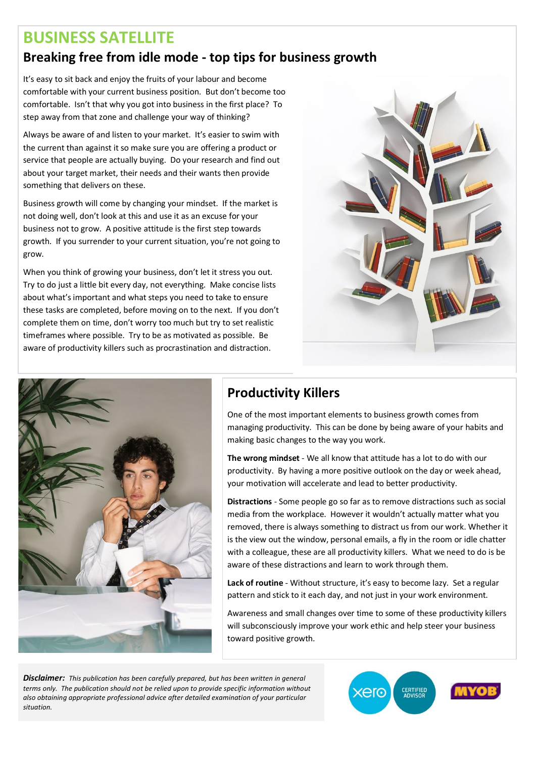# BUSINESS SATELLITE

## Breaking free from idle mode - top tips for business growth

It's easy to sit back and enjoy the fruits of your labour and become comfortable with your current business position. But don't become too comfortable. Isn't that why you got into business in the first place? To step away from that zone and challenge your way of thinking?

Always be aware of and listen to your market. It's easier to swim with the current than against it so make sure you are offering a product or service that people are actually buying. Do your research and find out about your target market, their needs and their wants then provide something that delivers on these.

Business growth will come by changing your mindset. If the market is not doing well, don't look at this and use it as an excuse for your business not to grow. A positive attitude is the first step towards growth. If you surrender to your current situation, you're not going to grow.

When you think of growing your business, don't let it stress you out. Try to do just a little bit every day, not everything. Make concise lists about what's important and what steps you need to take to ensure these tasks are completed, before moving on to the next. If you don't complete them on time, don't worry too much but try to set realistic timeframes where possible. Try to be as motivated as possible. Be aware of productivity killers such as procrastination and distraction.

## Productivity Killers

One of the most important elements to business growth comes from managing productivity. This can be done by being aware of your habits and making basic changes to the way you work.

**The wrong mindset** - We all know that attitude has a lot to do with our productivity. By having a more positive outlook on the day or week ahead, your motivation will accelerate and lead to better productivity.

**Distractions** - Some people go so far as to remove distractions such as social media from the workplace. However it wouldn't actually matter what you removed, there is always something to distract us from our work. Whether it is the view out the window, personal emails, a fly in the room or idle chatter with a colleague, these are all productivity killers. What we need to do is be aware of these distractions and learn to work through them.

**Lack of routine** - Without structure, it's easy to become lazy. Set a regular pattern and stick to it each day, and not just in your work environment.

Awareness and small changes over time to some of these productivity killers will subconsciously improve your work ethic and help steer your business toward positive growth.

***Disclaimer:*** *This publication has been carefully prepared, but has been written in general terms only. The publication should not be relied upon to provide specific information without also obtaining appropriate professional advice after detailed examination of your particular situation.*

xero CERTIFIED ADVISOR

MYOB